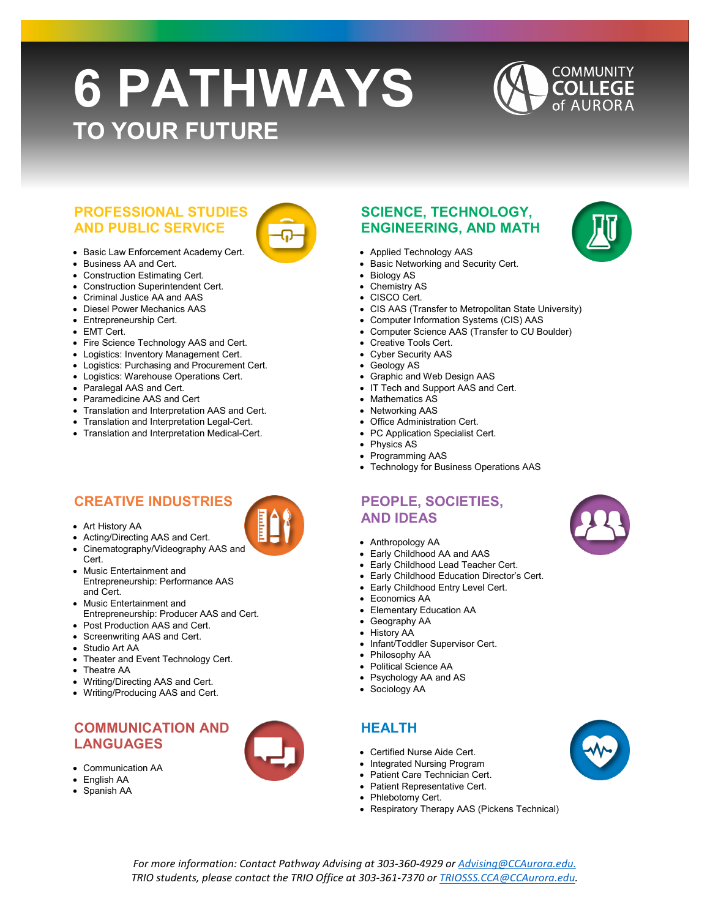# 6 PATHWAYS

## TO YOUR FUTURE

COMMUNITY COLLEGE of AURORA

### PROFESSIONAL STUDIES AND PUBLIC SERVICE

- Basic Law Enforcement Academy Cert.
- Business AA and Cert.
- Construction Estimating Cert.
- Construction Superintendent Cert.
- Criminal Justice AA and AAS
- Diesel Power Mechanics AAS
- Entrepreneurship Cert.
- EMT Cert.
- Fire Science Technology AAS and Cert.
- Logistics: Inventory Management Cert.
- Logistics: Purchasing and Procurement Cert.
- Logistics: Warehouse Operations Cert.
- Paralegal AAS and Cert.
- Paramedicine AAS and Cert
- Translation and Interpretation AAS and Cert.
- Translation and Interpretation Legal-Cert.
- Translation and Interpretation Medical-Cert.

### SCIENCE, TECHNOLOGY, ENGINEERING, AND MATH

- Applied Technology AAS
- Basic Networking and Security Cert.
- Biology AS
- Chemistry AS
- CISCO Cert.
- CIS AAS (Transfer to Metropolitan State University)
- Computer Information Systems (CIS) AAS
- Computer Science AAS (Transfer to CU Boulder)
- Creative Tools Cert.
- Cyber Security AAS
- Geology AS
- Graphic and Web Design AAS
- IT Tech and Support AAS and Cert.
- Mathematics AS
- Networking AAS
- Office Administration Cert.
- PC Application Specialist Cert.
- Physics AS
- Programming AAS
- Technology for Business Operations AAS

### CREATIVE INDUSTRIES

- Art History AA
- Acting/Directing AAS and Cert.
- Cinematography/Videography AAS and Cert.
- Music Entertainment and Entrepreneurship: Performance AAS and Cert.
- Music Entertainment and Entrepreneurship: Producer AAS and Cert.
- Post Production AAS and Cert.
- Screenwriting AAS and Cert.
- Studio Art AA
- Theater and Event Technology Cert.
- Theatre AA
- Writing/Directing AAS and Cert.
- Writing/Producing AAS and Cert.

### PEOPLE, SOCIETIES, AND IDEAS

- Anthropology AA
- Early Childhood AA and AAS
- Early Childhood Lead Teacher Cert.
- Early Childhood Education Director's Cert.
- Early Childhood Entry Level Cert.
- Economics AA
- Elementary Education AA
- Geography AA
- History AA
- Infant/Toddler Supervisor Cert.
- Philosophy AA
- Political Science AA
- Psychology AA and AS
- Sociology AA

### COMMUNICATION AND LANGUAGES

- Communication AA
- English AA
- Spanish AA

### HEALTH

- Certified Nurse Aide Cert.
- Integrated Nursing Program
- Patient Care Technician Cert.
- Patient Representative Cert.
- Phlebotomy Cert.
- Respiratory Therapy AAS (Pickens Technical)

*For more information: Contact Pathway Advising at 303-360-4929 or Advising@CCAurora.edu.*
*TRIO students, please contact the TRIO Office at 303-361-7370 or TRIOSSS.CCA@CCAurora.edu.*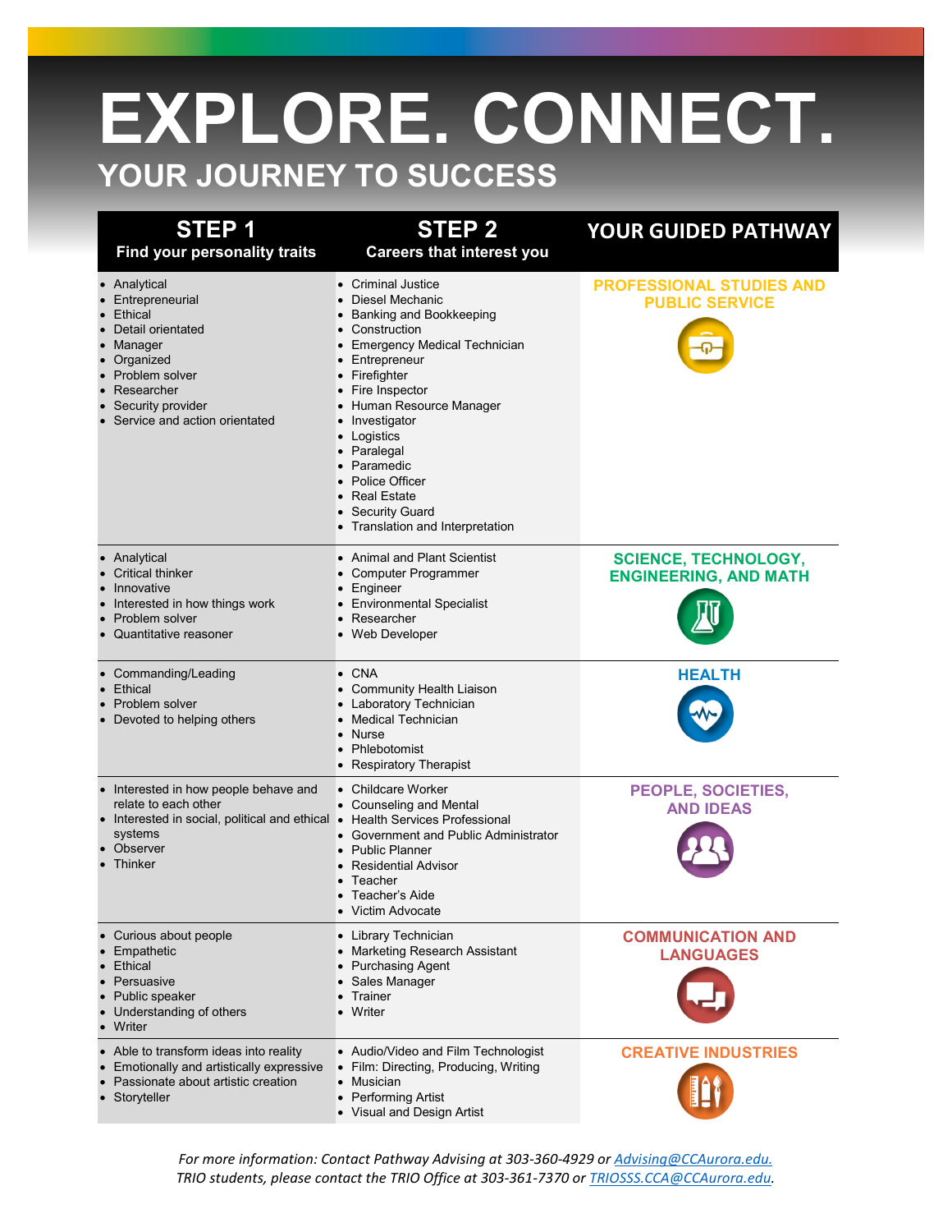# EXPLORE. CONNECT.

## YOUR JOURNEY TO SUCCESS

| STEP 1<br>Find your personality traits | STEP 2<br>Careers that interest you | YOUR GUIDED PATHWAY |
|---|---|---|
| • Analytical<br>• Entrepreneurial<br>• Ethical<br>• Detail orientated<br>• Manager<br>• Organized<br>• Problem solver<br>• Researcher<br>• Security provider<br>• Service and action orientated | • Criminal Justice<br>• Diesel Mechanic<br>• Banking and Bookkeeping<br>• Construction<br>• Emergency Medical Technician<br>• Entrepreneur<br>• Firefighter<br>• Fire Inspector<br>• Human Resource Manager<br>• Investigator<br>• Logistics<br>• Paralegal<br>• Paramedic<br>• Police Officer<br>• Real Estate<br>• Security Guard<br>• Translation and Interpretation | PROFESSIONAL STUDIES AND PUBLIC SERVICE |
| • Analytical<br>• Critical thinker<br>• Innovative<br>• Interested in how things work<br>• Problem solver<br>• Quantitative reasoner | • Animal and Plant Scientist<br>• Computer Programmer<br>• Engineer<br>• Environmental Specialist<br>• Researcher<br>• Web Developer | SCIENCE, TECHNOLOGY, ENGINEERING, AND MATH |
| • Commanding/Leading<br>• Ethical<br>• Problem solver<br>• Devoted to helping others | • CNA<br>• Community Health Liaison<br>• Laboratory Technician<br>• Medical Technician<br>• Nurse<br>• Phlebotomist<br>• Respiratory Therapist | HEALTH |
| • Interested in how people behave and relate to each other<br>• Interested in social, political and ethical systems<br>• Observer<br>• Thinker | • Childcare Worker<br>• Counseling and Mental Health Services Professional<br>• Government and Public Administrator<br>• Public Planner<br>• Residential Advisor<br>• Teacher<br>• Teacher's Aide<br>• Victim Advocate | PEOPLE, SOCIETIES, AND IDEAS |
| • Curious about people<br>• Empathetic<br>• Ethical<br>• Persuasive<br>• Public speaker<br>• Understanding of others<br>• Writer | • Library Technician<br>• Marketing Research Assistant<br>• Purchasing Agent<br>• Sales Manager<br>• Trainer<br>• Writer | COMMUNICATION AND LANGUAGES |
| • Able to transform ideas into reality<br>• Emotionally and artistically expressive<br>• Passionate about artistic creation<br>• Storyteller | • Audio/Video and Film Technologist<br>• Film: Directing, Producing, Writing<br>• Musician<br>• Performing Artist<br>• Visual and Design Artist | CREATIVE INDUSTRIES |

*For more information: Contact Pathway Advising at 303-360-4929 or Advising@CCAurora.edu.*
*TRIO students, please contact the TRIO Office at 303-361-7370 or TRIOSSS.CCA@CCAurora.edu.*